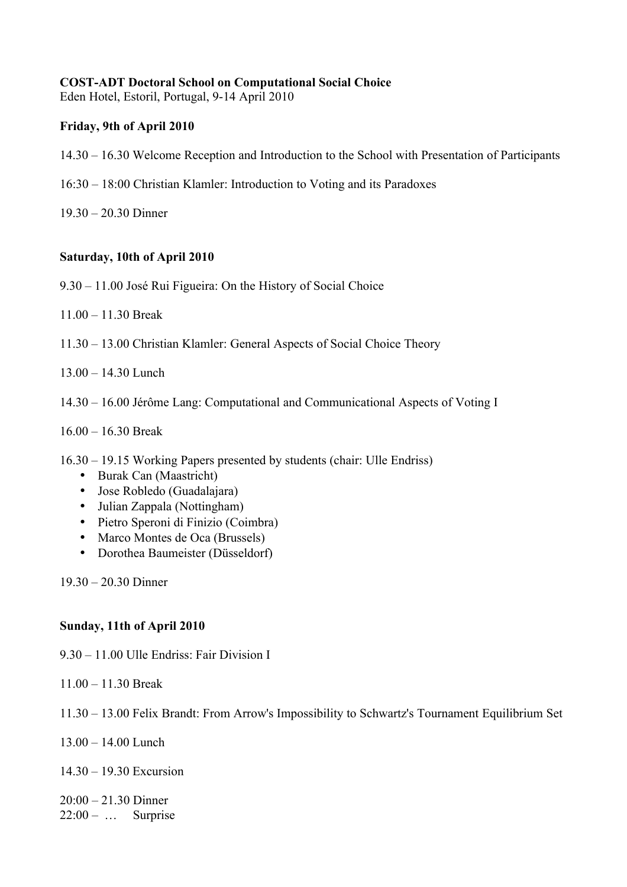**COST-ADT Doctoral School on Computational Social Choice**
Eden Hotel, Estoril, Portugal, 9-14 April 2010

**Friday, 9th of April 2010**

14.30 – 16.30 Welcome Reception and Introduction to the School with Presentation of Participants

16:30 – 18:00 Christian Klamler: Introduction to Voting and its Paradoxes

19.30 – 20.30 Dinner

**Saturday, 10th of April 2010**

9.30 – 11.00 José Rui Figueira: On the History of Social Choice

11.00 – 11.30 Break

11.30 – 13.00 Christian Klamler: General Aspects of Social Choice Theory

13.00 – 14.30 Lunch

14.30 – 16.00 Jérôme Lang: Computational and Communicational Aspects of Voting I

16.00 – 16.30 Break

16.30 – 19.15 Working Papers presented by students (chair: Ulle Endriss)

- Burak Can (Maastricht)
- Jose Robledo (Guadalajara)
- Julian Zappala (Nottingham)
- Pietro Speroni di Finizio (Coimbra)
- Marco Montes de Oca (Brussels)
- Dorothea Baumeister (Düsseldorf)

19.30 – 20.30 Dinner

**Sunday, 11th of April 2010**

9.30 – 11.00 Ulle Endriss: Fair Division I

11.00 – 11.30 Break

11.30 – 13.00 Felix Brandt: From Arrow's Impossibility to Schwartz's Tournament Equilibrium Set

13.00 – 14.00 Lunch

14.30 – 19.30 Excursion

20:00 – 21.30 Dinner
22:00 – … Surprise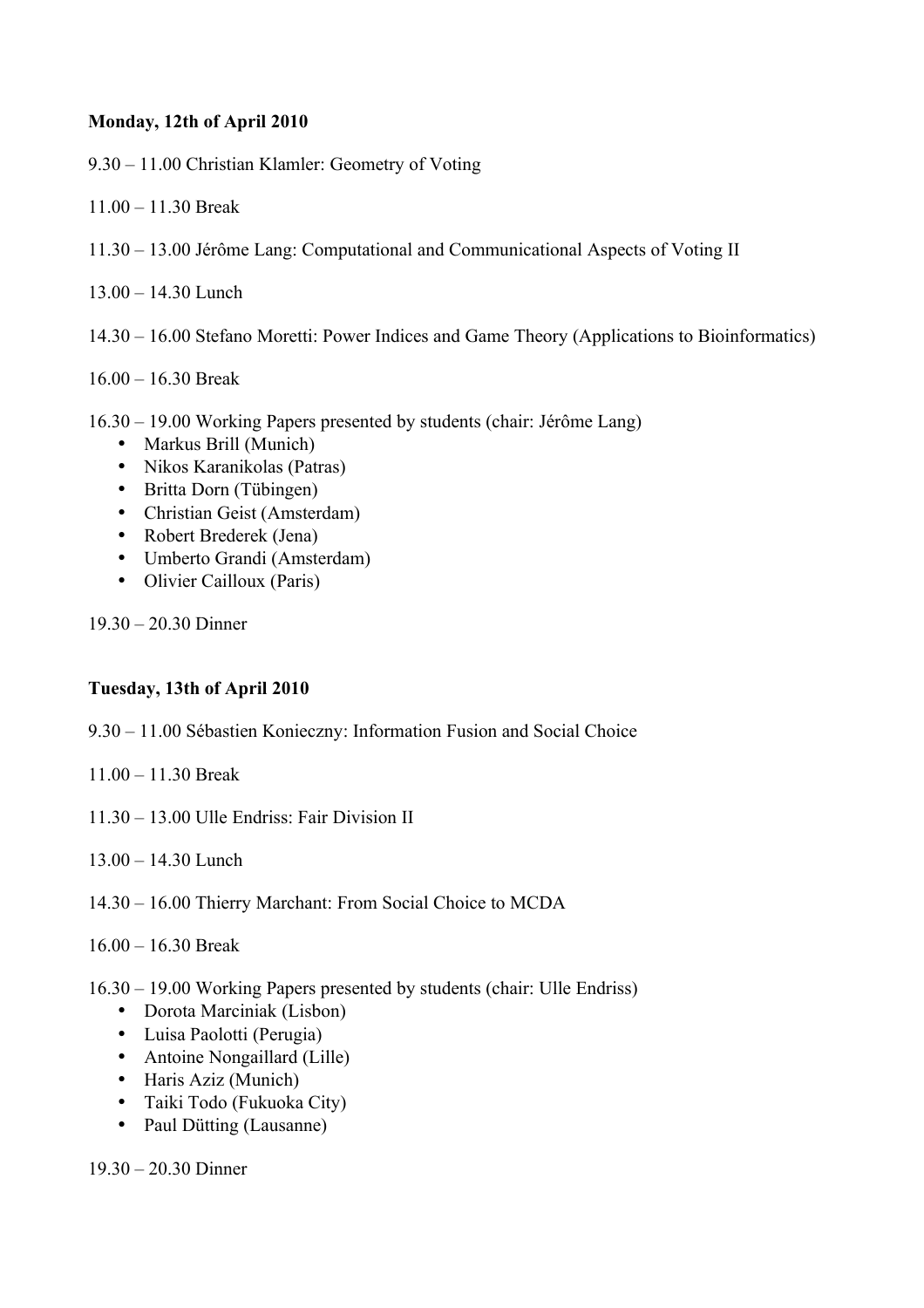**Monday, 12th of April 2010**

9.30 – 11.00 Christian Klamler: Geometry of Voting

11.00 – 11.30 Break

11.30 – 13.00 Jérôme Lang: Computational and Communicational Aspects of Voting II

13.00 – 14.30 Lunch

14.30 – 16.00 Stefano Moretti: Power Indices and Game Theory (Applications to Bioinformatics)

16.00 – 16.30 Break

16.30 – 19.00 Working Papers presented by students (chair: Jérôme Lang)

- Markus Brill (Munich)
- Nikos Karanikolas (Patras)
- Britta Dorn (Tübingen)
- Christian Geist (Amsterdam)
- Robert Brederek (Jena)
- Umberto Grandi (Amsterdam)
- Olivier Cailloux (Paris)

19.30 – 20.30 Dinner

**Tuesday, 13th of April 2010**

9.30 – 11.00 Sébastien Konieczny: Information Fusion and Social Choice

11.00 – 11.30 Break

11.30 – 13.00 Ulle Endriss: Fair Division II

13.00 – 14.30 Lunch

14.30 – 16.00 Thierry Marchant: From Social Choice to MCDA

16.00 – 16.30 Break

16.30 – 19.00 Working Papers presented by students (chair: Ulle Endriss)

- Dorota Marciniak (Lisbon)
- Luisa Paolotti (Perugia)
- Antoine Nongaillard (Lille)
- Haris Aziz (Munich)
- Taiki Todo (Fukuoka City)
- Paul Dütting (Lausanne)

19.30 – 20.30 Dinner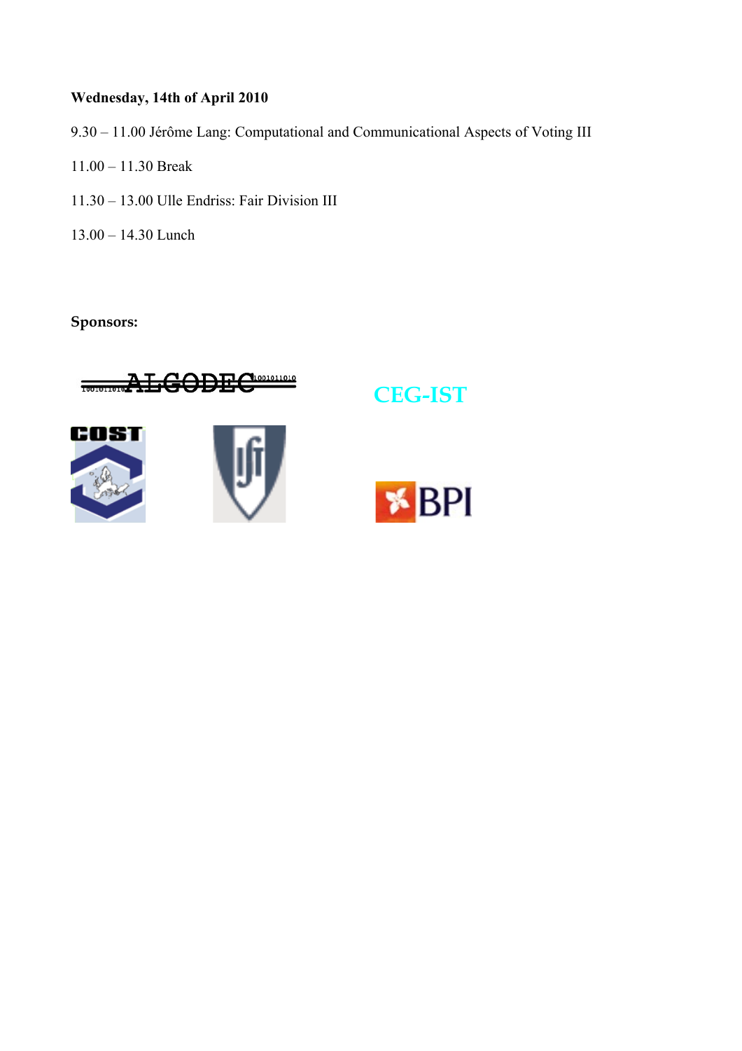**Wednesday, 14th of April 2010**

9.30 – 11.00 Jérôme Lang: Computational and Communicational Aspects of Voting III

11.00 – 11.30 Break

11.30 – 13.00 Ulle Endriss: Fair Division III

13.00 – 14.30 Lunch

**Sponsors:**

ALGODEC

CEG-IST

COST

BPI